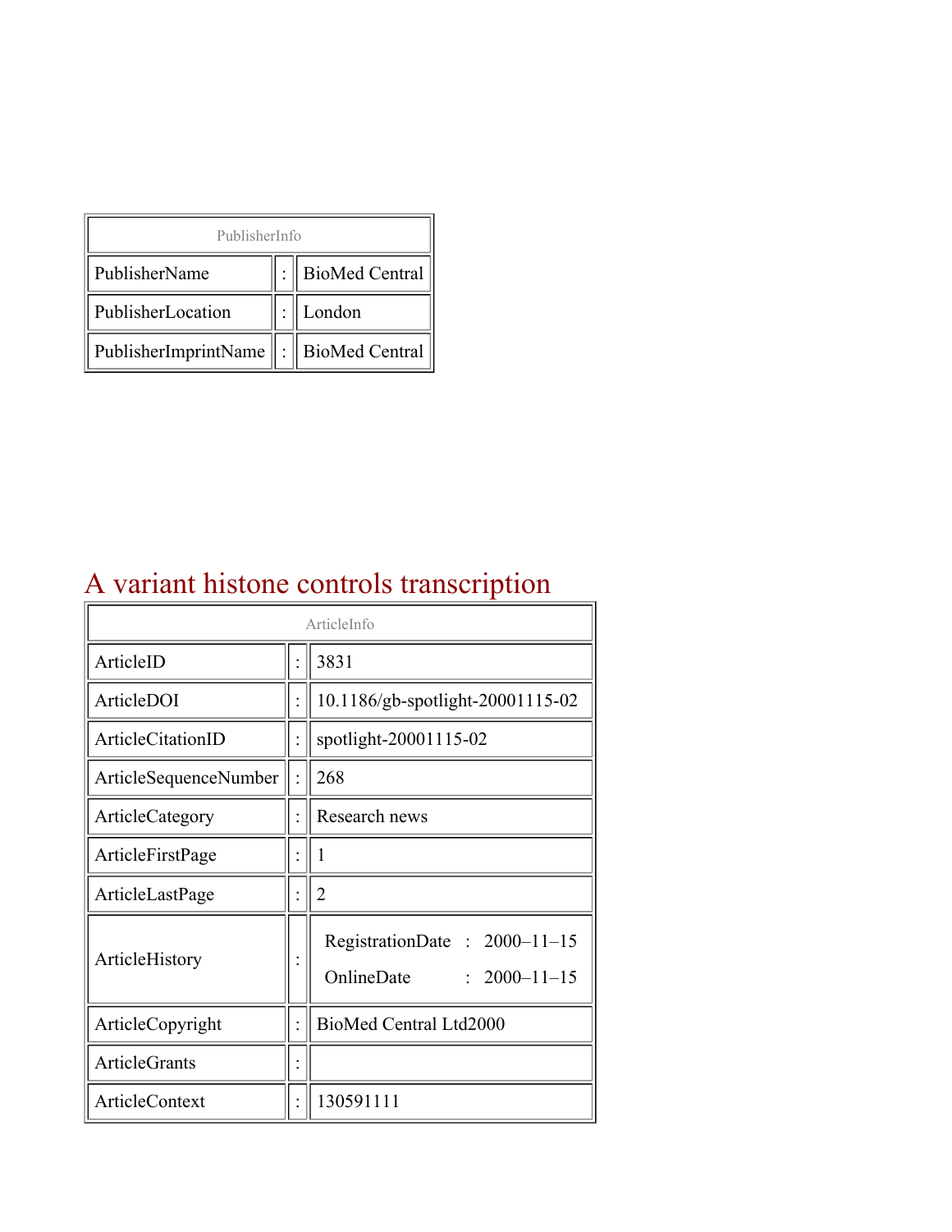| PublisherInfo | | |
|---|---|---|
| PublisherName | : | BioMed Central |
| PublisherLocation | : | London |
| PublisherImprintName | : | BioMed Central |

# A variant histone controls transcription

| ArticleInfo | | |
|---|---|---|
| ArticleID | : | 3831 |
| ArticleDOI | : | 10.1186/gb-spotlight-20001115-02 |
| ArticleCitationID | : | spotlight-20001115-02 |
| ArticleSequenceNumber | : | 268 |
| ArticleCategory | : | Research news |
| ArticleFirstPage | : | 1 |
| ArticleLastPage | : | 2 |
| ArticleHistory | : | RegistrationDate : 2000–11–15<br>OnlineDate : 2000–11–15 |
| ArticleCopyright | : | BioMed Central Ltd2000 |
| ArticleGrants | : | |
| ArticleContext | : | 130591111 |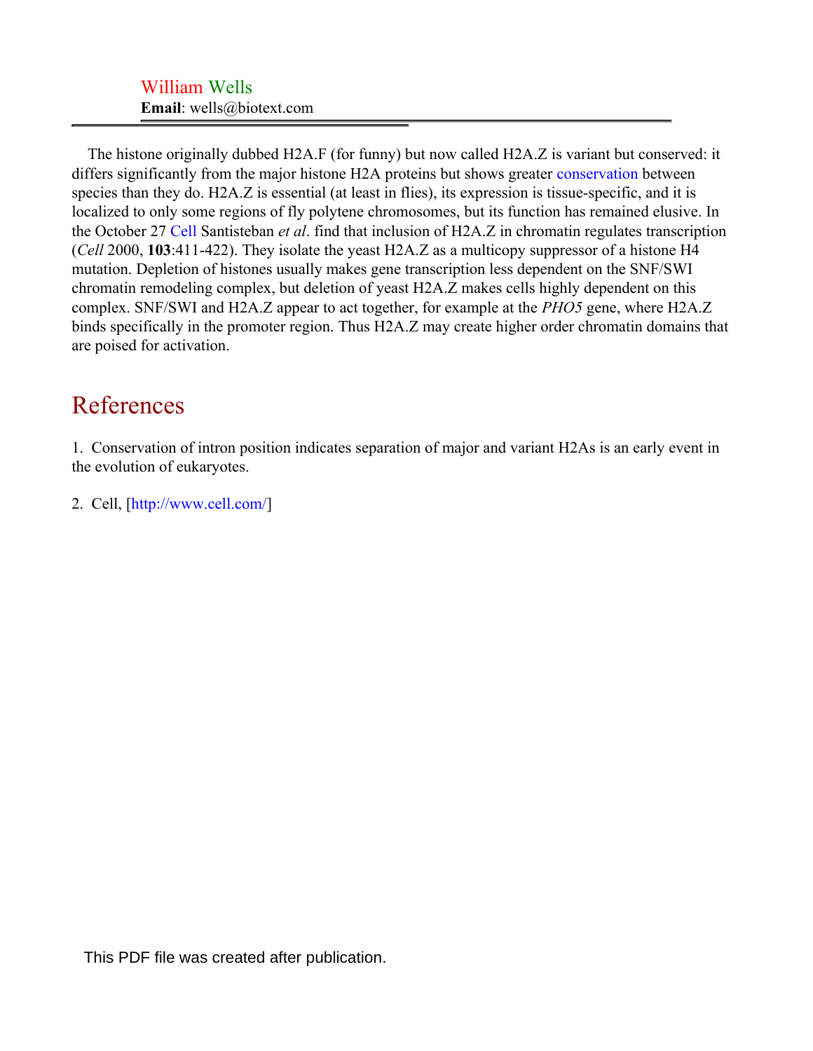William Wells
**Email**: wells@biotext.com

The histone originally dubbed H2A.F (for funny) but now called H2A.Z is variant but conserved: it differs significantly from the major histone H2A proteins but shows greater conservation between species than they do. H2A.Z is essential (at least in flies), its expression is tissue-specific, and it is localized to only some regions of fly polytene chromosomes, but its function has remained elusive. In the October 27 Cell Santisteban *et al*. find that inclusion of H2A.Z in chromatin regulates transcription (*Cell* 2000, **103**:411-422). They isolate the yeast H2A.Z as a multicopy suppressor of a histone H4 mutation. Depletion of histones usually makes gene transcription less dependent on the SNF/SWI chromatin remodeling complex, but deletion of yeast H2A.Z makes cells highly dependent on this complex. SNF/SWI and H2A.Z appear to act together, for example at the *PHO5* gene, where H2A.Z binds specifically in the promoter region. Thus H2A.Z may create higher order chromatin domains that are poised for activation.

## References

1. Conservation of intron position indicates separation of major and variant H2As is an early event in the evolution of eukaryotes.

2. Cell, [http://www.cell.com/]

This PDF file was created after publication.